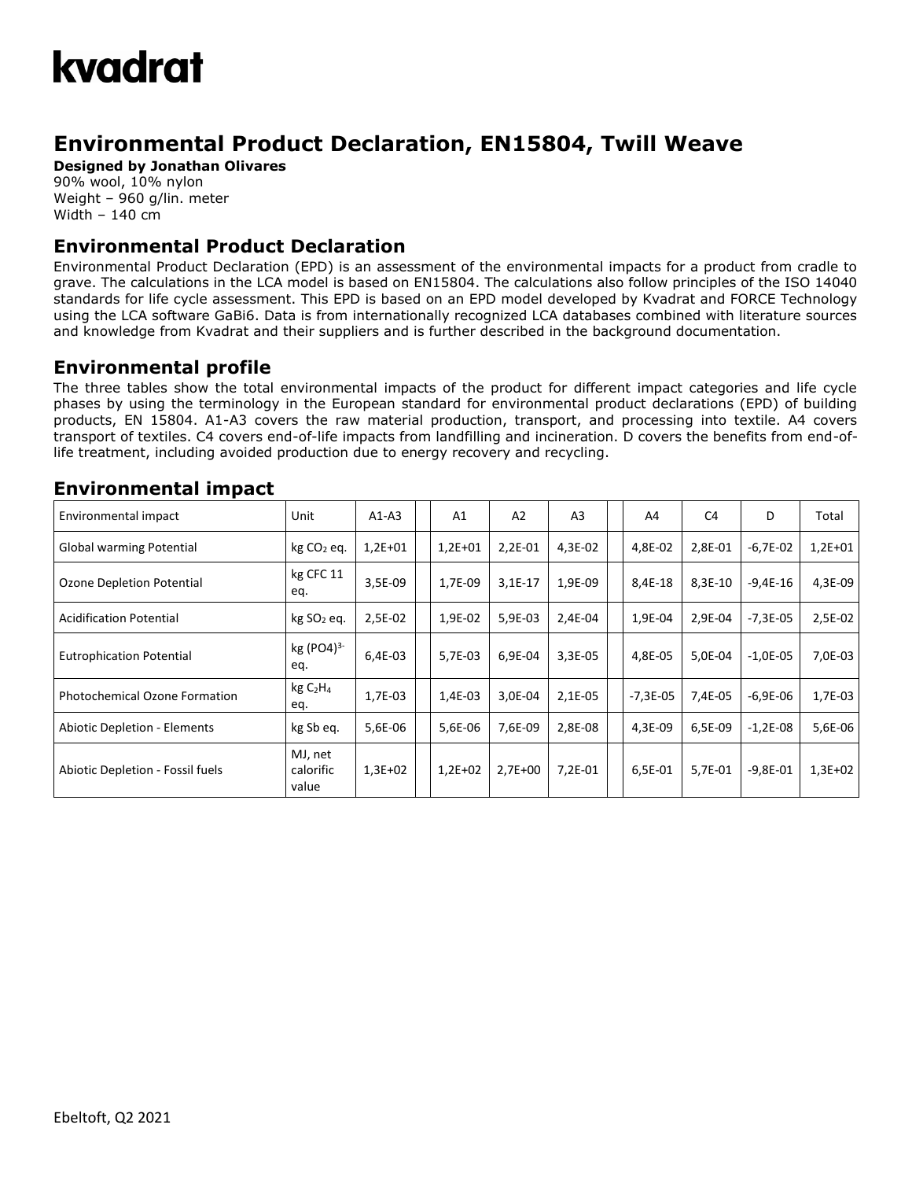# kvadrat

## Environmental Product Declaration, EN15804, Twill Weave

**Designed by Jonathan Olivares**
90% wool, 10% nylon
Weight – 960 g/lin. meter
Width – 140 cm

## Environmental Product Declaration

Environmental Product Declaration (EPD) is an assessment of the environmental impacts for a product from cradle to grave. The calculations in the LCA model is based on EN15804. The calculations also follow principles of the ISO 14040 standards for life cycle assessment. This EPD is based on an EPD model developed by Kvadrat and FORCE Technology using the LCA software GaBi6. Data is from internationally recognized LCA databases combined with literature sources and knowledge from Kvadrat and their suppliers and is further described in the background documentation.

## Environmental profile

The three tables show the total environmental impacts of the product for different impact categories and life cycle phases by using the terminology in the European standard for environmental product declarations (EPD) of building products, EN 15804. A1-A3 covers the raw material production, transport, and processing into textile. A4 covers transport of textiles. C4 covers end-of-life impacts from landfilling and incineration. D covers the benefits from end-of-life treatment, including avoided production due to energy recovery and recycling.

## Environmental impact

| Environmental impact | Unit | A1-A3 | | A1 | A2 | A3 | | A4 | C4 | D | Total |
|---|---|---|---|---|---|---|---|---|---|---|---|
| Global warming Potential | kg $CO_2$ eq. | 1,2E+01 | | 1,2E+01 | 2,2E-01 | 4,3E-02 | | 4,8E-02 | 2,8E-01 | -6,7E-02 | 1,2E+01 |
| Ozone Depletion Potential | kg CFC 11 eq. | 3,5E-09 | | 1,7E-09 | 3,1E-17 | 1,9E-09 | | 8,4E-18 | 8,3E-10 | -9,4E-16 | 4,3E-09 |
| Acidification Potential | kg $SO_2$ eq. | 2,5E-02 | | 1,9E-02 | 5,9E-03 | 2,4E-04 | | 1,9E-04 | 2,9E-04 | -7,3E-05 | 2,5E-02 |
| Eutrophication Potential | kg $(PO4)^{3-}$ eq. | 6,4E-03 | | 5,7E-03 | 6,9E-04 | 3,3E-05 | | 4,8E-05 | 5,0E-04 | -1,0E-05 | 7,0E-03 |
| Photochemical Ozone Formation | kg $C_2H_4$ eq. | 1,7E-03 | | 1,4E-03 | 3,0E-04 | 2,1E-05 | | -7,3E-05 | 7,4E-05 | -6,9E-06 | 1,7E-03 |
| Abiotic Depletion - Elements | kg Sb eq. | 5,6E-06 | | 5,6E-06 | 7,6E-09 | 2,8E-08 | | 4,3E-09 | 6,5E-09 | -1,2E-08 | 5,6E-06 |
| Abiotic Depletion - Fossil fuels | MJ, net calorific value | 1,3E+02 | | 1,2E+02 | 2,7E+00 | 7,2E-01 | | 6,5E-01 | 5,7E-01 | -9,8E-01 | 1,3E+02 |

Ebeltoft, Q2 2021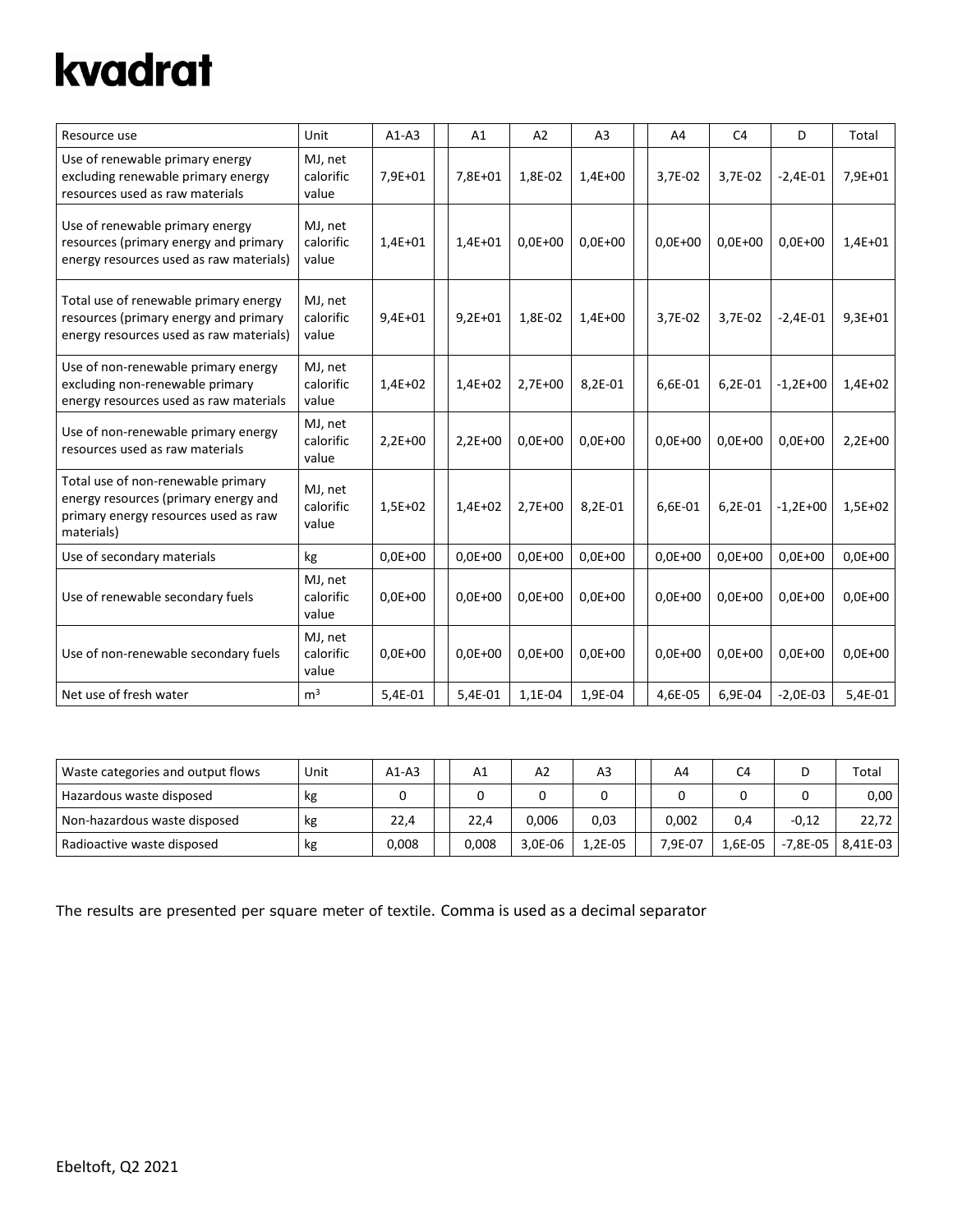# kvadrat

| Resource use | Unit | A1-A3 | | A1 | A2 | A3 | | A4 | C4 | D | Total |
|---|---|---|---|---|---|---|---|---|---|---|---|
| Use of renewable primary energy excluding renewable primary energy resources used as raw materials | MJ, net calorific value | 7,9E+01 | | 7,8E+01 | 1,8E-02 | 1,4E+00 | | 3,7E-02 | 3,7E-02 | -2,4E-01 | 7,9E+01 |
| Use of renewable primary energy resources (primary energy and primary energy resources used as raw materials) | MJ, net calorific value | 1,4E+01 | | 1,4E+01 | 0,0E+00 | 0,0E+00 | | 0,0E+00 | 0,0E+00 | 0,0E+00 | 1,4E+01 |
| Total use of renewable primary energy resources (primary energy and primary energy resources used as raw materials) | MJ, net calorific value | 9,4E+01 | | 9,2E+01 | 1,8E-02 | 1,4E+00 | | 3,7E-02 | 3,7E-02 | -2,4E-01 | 9,3E+01 |
| Use of non-renewable primary energy excluding non-renewable primary energy resources used as raw materials | MJ, net calorific value | 1,4E+02 | | 1,4E+02 | 2,7E+00 | 8,2E-01 | | 6,6E-01 | 6,2E-01 | -1,2E+00 | 1,4E+02 |
| Use of non-renewable primary energy resources used as raw materials | MJ, net calorific value | 2,2E+00 | | 2,2E+00 | 0,0E+00 | 0,0E+00 | | 0,0E+00 | 0,0E+00 | 0,0E+00 | 2,2E+00 |
| Total use of non-renewable primary energy resources (primary energy and primary energy resources used as raw materials) | MJ, net calorific value | 1,5E+02 | | 1,4E+02 | 2,7E+00 | 8,2E-01 | | 6,6E-01 | 6,2E-01 | -1,2E+00 | 1,5E+02 |
| Use of secondary materials | kg | 0,0E+00 | | 0,0E+00 | 0,0E+00 | 0,0E+00 | | 0,0E+00 | 0,0E+00 | 0,0E+00 | 0,0E+00 |
| Use of renewable secondary fuels | MJ, net calorific value | 0,0E+00 | | 0,0E+00 | 0,0E+00 | 0,0E+00 | | 0,0E+00 | 0,0E+00 | 0,0E+00 | 0,0E+00 |
| Use of non-renewable secondary fuels | MJ, net calorific value | 0,0E+00 | | 0,0E+00 | 0,0E+00 | 0,0E+00 | | 0,0E+00 | 0,0E+00 | 0,0E+00 | 0,0E+00 |
| Net use of fresh water | $m^3$ | 5,4E-01 | | 5,4E-01 | 1,1E-04 | 1,9E-04 | | 4,6E-05 | 6,9E-04 | -2,0E-03 | 5,4E-01 |

| Waste categories and output flows | Unit | A1-A3 | | A1 | A2 | A3 | | A4 | C4 | D | Total |
|---|---|---|---|---|---|---|---|---|---|---|---|
| Hazardous waste disposed | kg | 0 | | 0 | 0 | 0 | | 0 | 0 | 0 | 0,00 |
| Non-hazardous waste disposed | kg | 22,4 | | 22,4 | 0,006 | 0,03 | | 0,002 | 0,4 | -0,12 | 22,72 |
| Radioactive waste disposed | kg | 0,008 | | 0,008 | 3,0E-06 | 1,2E-05 | | 7,9E-07 | 1,6E-05 | -7,8E-05 | 8,41E-03 |

The results are presented per square meter of textile. Comma is used as a decimal separator

Ebeltoft, Q2 2021